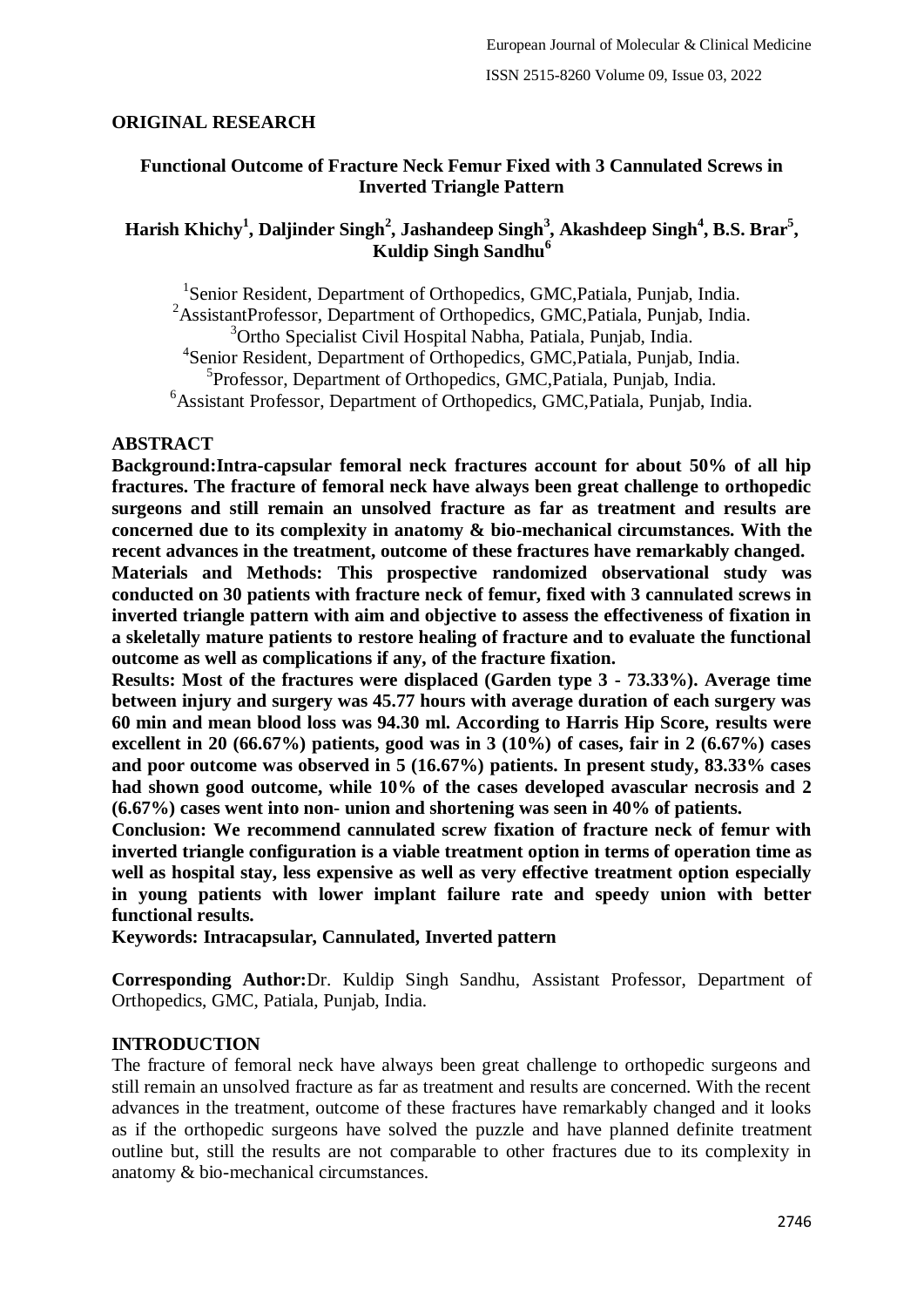## ORIGINAL RESEARCH

# Functional Outcome of Fracture Neck Femur Fixed with 3 Cannulated Screws in Inverted Triangle Pattern

**Harish Khichy[1], Daljinder Singh[2], Jashandeep Singh[3], Akashdeep Singh[4], B.S. Brar[5], Kuldip Singh Sandhu[6]**

[1]Senior Resident, Department of Orthopedics, GMC,Patiala, Punjab, India.
[2]AssistantProfessor, Department of Orthopedics, GMC,Patiala, Punjab, India.
[3]Ortho Specialist Civil Hospital Nabha, Patiala, Punjab, India.
[4]Senior Resident, Department of Orthopedics, GMC,Patiala, Punjab, India.
[5]Professor, Department of Orthopedics, GMC,Patiala, Punjab, India.
[6]Assistant Professor, Department of Orthopedics, GMC,Patiala, Punjab, India.

## ABSTRACT

**Background:Intra-capsular femoral neck fractures account for about 50% of all hip fractures. The fracture of femoral neck have always been great challenge to orthopedic surgeons and still remain an unsolved fracture as far as treatment and results are concerned due to its complexity in anatomy & bio-mechanical circumstances. With the recent advances in the treatment, outcome of these fractures have remarkably changed.**

**Materials and Methods: This prospective randomized observational study was conducted on 30 patients with fracture neck of femur, fixed with 3 cannulated screws in inverted triangle pattern with aim and objective to assess the effectiveness of fixation in a skeletally mature patients to restore healing of fracture and to evaluate the functional outcome as well as complications if any, of the fracture fixation.**

**Results: Most of the fractures were displaced (Garden type 3 - 73.33%). Average time between injury and surgery was 45.77 hours with average duration of each surgery was 60 min and mean blood loss was 94.30 ml. According to Harris Hip Score, results were excellent in 20 (66.67%) patients, good was in 3 (10%) of cases, fair in 2 (6.67%) cases and poor outcome was observed in 5 (16.67%) patients. In present study, 83.33% cases had shown good outcome, while 10% of the cases developed avascular necrosis and 2 (6.67%) cases went into non- union and shortening was seen in 40% of patients.**

**Conclusion: We recommend cannulated screw fixation of fracture neck of femur with inverted triangle configuration is a viable treatment option in terms of operation time as well as hospital stay, less expensive as well as very effective treatment option especially in young patients with lower implant failure rate and speedy union with better functional results.**

**Keywords: Intracapsular, Cannulated, Inverted pattern**

**Corresponding Author:**Dr. Kuldip Singh Sandhu, Assistant Professor, Department of Orthopedics, GMC, Patiala, Punjab, India.

## INTRODUCTION

The fracture of femoral neck have always been great challenge to orthopedic surgeons and still remain an unsolved fracture as far as treatment and results are concerned. With the recent advances in the treatment, outcome of these fractures have remarkably changed and it looks as if the orthopedic surgeons have solved the puzzle and have planned definite treatment outline but, still the results are not comparable to other fractures due to its complexity in anatomy & bio-mechanical circumstances.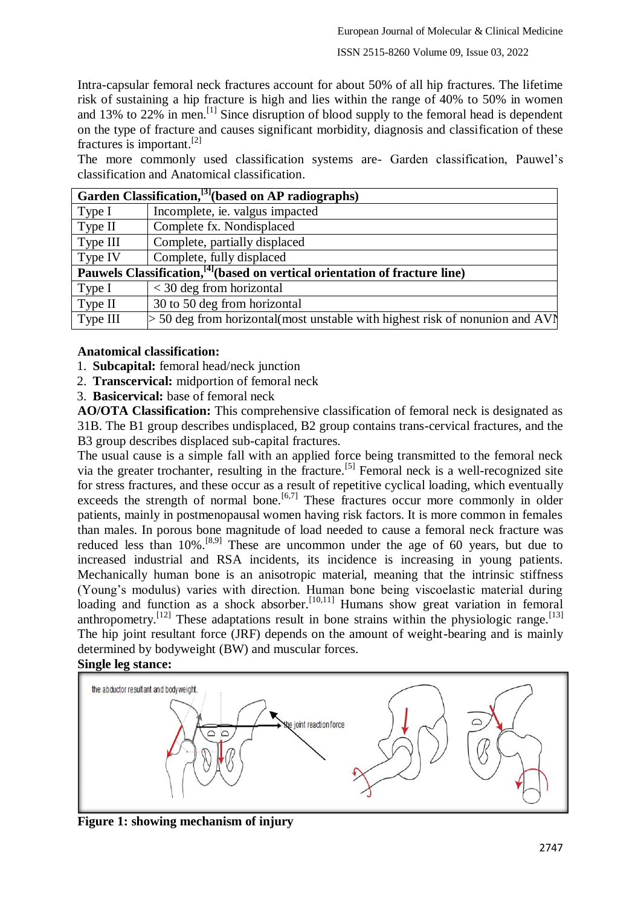Intra-capsular femoral neck fractures account for about 50% of all hip fractures. The lifetime risk of sustaining a hip fracture is high and lies within the range of 40% to 50% in women and 13% to 22% in men.[1] Since disruption of blood supply to the femoral head is dependent on the type of fracture and causes significant morbidity, diagnosis and classification of these fractures is important.[2]

The more commonly used classification systems are- Garden classification, Pauwel's classification and Anatomical classification.

| **Garden Classification,[3](based on AP radiographs)** | |
|---|---|
| Type I | Incomplete, ie. valgus impacted |
| Type II | Complete fx. Nondisplaced |
| Type III | Complete, partially displaced |
| Type IV | Complete, fully displaced |
| **Pauwels Classification,[4](based on vertical orientation of fracture line)** | |
| Type I | < 30 deg from horizontal |
| Type II | 30 to 50 deg from horizontal |
| Type III | > 50 deg from horizontal(most unstable with highest risk of nonunion and AVN |

**Anatomical classification:**

1. **Subcapital:** femoral head/neck junction
2. **Transcervical:** midportion of femoral neck
3. **Basicervical:** base of femoral neck

**AO/OTA Classification:** This comprehensive classification of femoral neck is designated as 31B. The B1 group describes undisplaced, B2 group contains trans-cervical fractures, and the B3 group describes displaced sub-capital fractures.

The usual cause is a simple fall with an applied force being transmitted to the femoral neck via the greater trochanter, resulting in the fracture.[5] Femoral neck is a well-recognized site for stress fractures, and these occur as a result of repetitive cyclical loading, which eventually exceeds the strength of normal bone.[6,7] These fractures occur more commonly in older patients, mainly in postmenopausal women having risk factors. It is more common in females than males. In porous bone magnitude of load needed to cause a femoral neck fracture was reduced less than 10%.[8,9] These are uncommon under the age of 60 years, but due to increased industrial and RSA incidents, its incidence is increasing in young patients. Mechanically human bone is an anisotropic material, meaning that the intrinsic stiffness (Young's modulus) varies with direction. Human bone being viscoelastic material during loading and function as a shock absorber.[10,11] Humans show great variation in femoral anthropometry.[12] These adaptations result in bone strains within the physiologic range.[13] The hip joint resultant force (JRF) depends on the amount of weight-bearing and is mainly determined by bodyweight (BW) and muscular forces.

**Single leg stance:**

**Figure 1: showing mechanism of injury**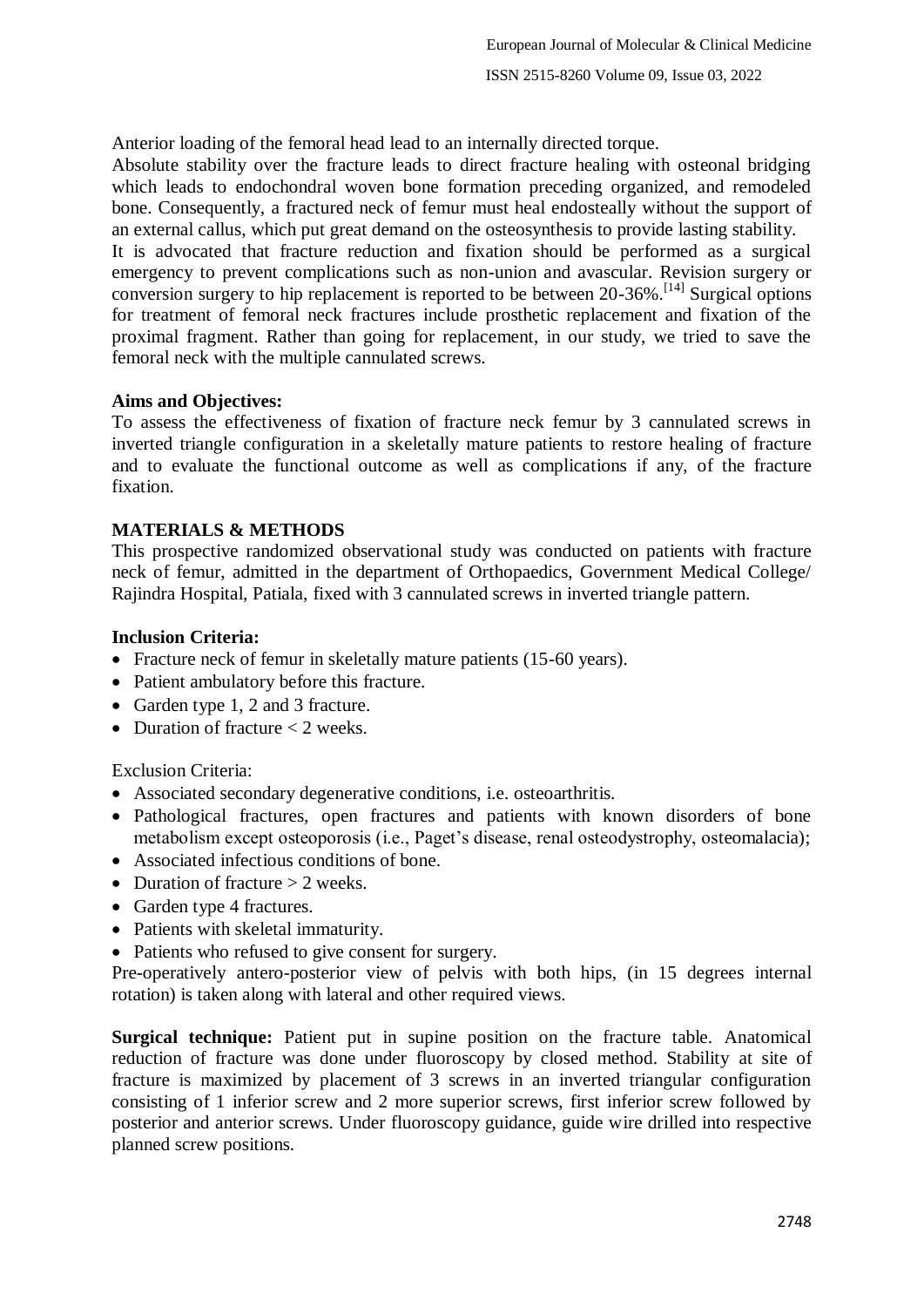Anterior loading of the femoral head lead to an internally directed torque.

Absolute stability over the fracture leads to direct fracture healing with osteonal bridging which leads to endochondral woven bone formation preceding organized, and remodeled bone. Consequently, a fractured neck of femur must heal endosteally without the support of an external callus, which put great demand on the osteosynthesis to provide lasting stability.

It is advocated that fracture reduction and fixation should be performed as a surgical emergency to prevent complications such as non-union and avascular. Revision surgery or conversion surgery to hip replacement is reported to be between 20-36%.[14] Surgical options for treatment of femoral neck fractures include prosthetic replacement and fixation of the proximal fragment. Rather than going for replacement, in our study, we tried to save the femoral neck with the multiple cannulated screws.

**Aims and Objectives:**

To assess the effectiveness of fixation of fracture neck femur by 3 cannulated screws in inverted triangle configuration in a skeletally mature patients to restore healing of fracture and to evaluate the functional outcome as well as complications if any, of the fracture fixation.

## MATERIALS & METHODS

This prospective randomized observational study was conducted on patients with fracture neck of femur, admitted in the department of Orthopaedics, Government Medical College/ Rajindra Hospital, Patiala, fixed with 3 cannulated screws in inverted triangle pattern.

**Inclusion Criteria:**

- Fracture neck of femur in skeletally mature patients (15-60 years).
- Patient ambulatory before this fracture.
- Garden type 1, 2 and 3 fracture.
- Duration of fracture < 2 weeks.

Exclusion Criteria:

- Associated secondary degenerative conditions, i.e. osteoarthritis.
- Pathological fractures, open fractures and patients with known disorders of bone metabolism except osteoporosis (i.e., Paget's disease, renal osteodystrophy, osteomalacia);
- Associated infectious conditions of bone.
- Duration of fracture > 2 weeks.
- Garden type 4 fractures.
- Patients with skeletal immaturity.
- Patients who refused to give consent for surgery.

Pre-operatively antero-posterior view of pelvis with both hips, (in 15 degrees internal rotation) is taken along with lateral and other required views.

**Surgical technique:** Patient put in supine position on the fracture table. Anatomical reduction of fracture was done under fluoroscopy by closed method. Stability at site of fracture is maximized by placement of 3 screws in an inverted triangular configuration consisting of 1 inferior screw and 2 more superior screws, first inferior screw followed by posterior and anterior screws. Under fluoroscopy guidance, guide wire drilled into respective planned screw positions.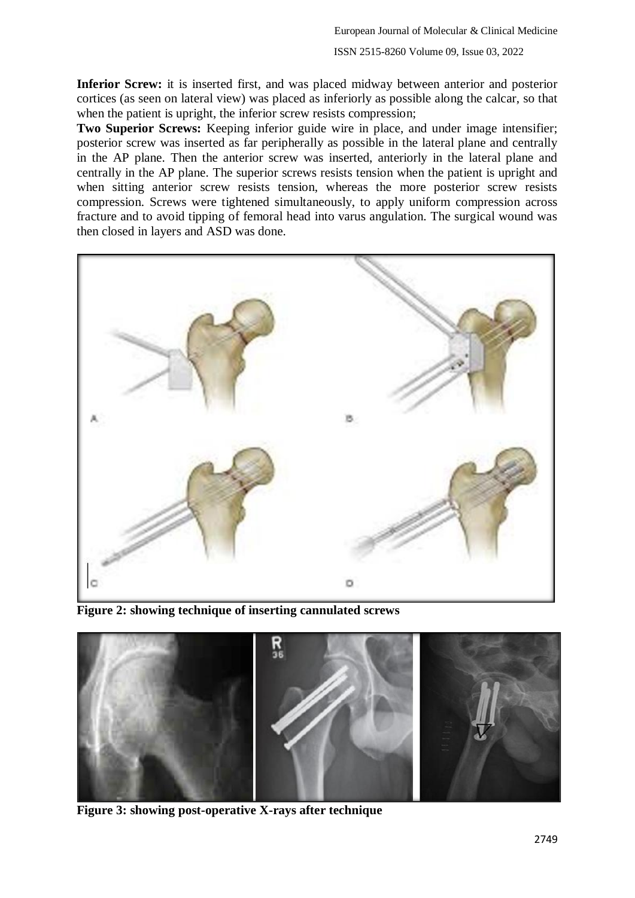**Inferior Screw:** it is inserted first, and was placed midway between anterior and posterior cortices (as seen on lateral view) was placed as inferiorly as possible along the calcar, so that when the patient is upright, the inferior screw resists compression;

**Two Superior Screws:** Keeping inferior guide wire in place, and under image intensifier; posterior screw was inserted as far peripherally as possible in the lateral plane and centrally in the AP plane. Then the anterior screw was inserted, anteriorly in the lateral plane and centrally in the AP plane. The superior screws resists tension when the patient is upright and when sitting anterior screw resists tension, whereas the more posterior screw resists compression. Screws were tightened simultaneously, to apply uniform compression across fracture and to avoid tipping of femoral head into varus angulation. The surgical wound was then closed in layers and ASD was done.

**Figure 2: showing technique of inserting cannulated screws**

**Figure 3: showing post-operative X-rays after technique**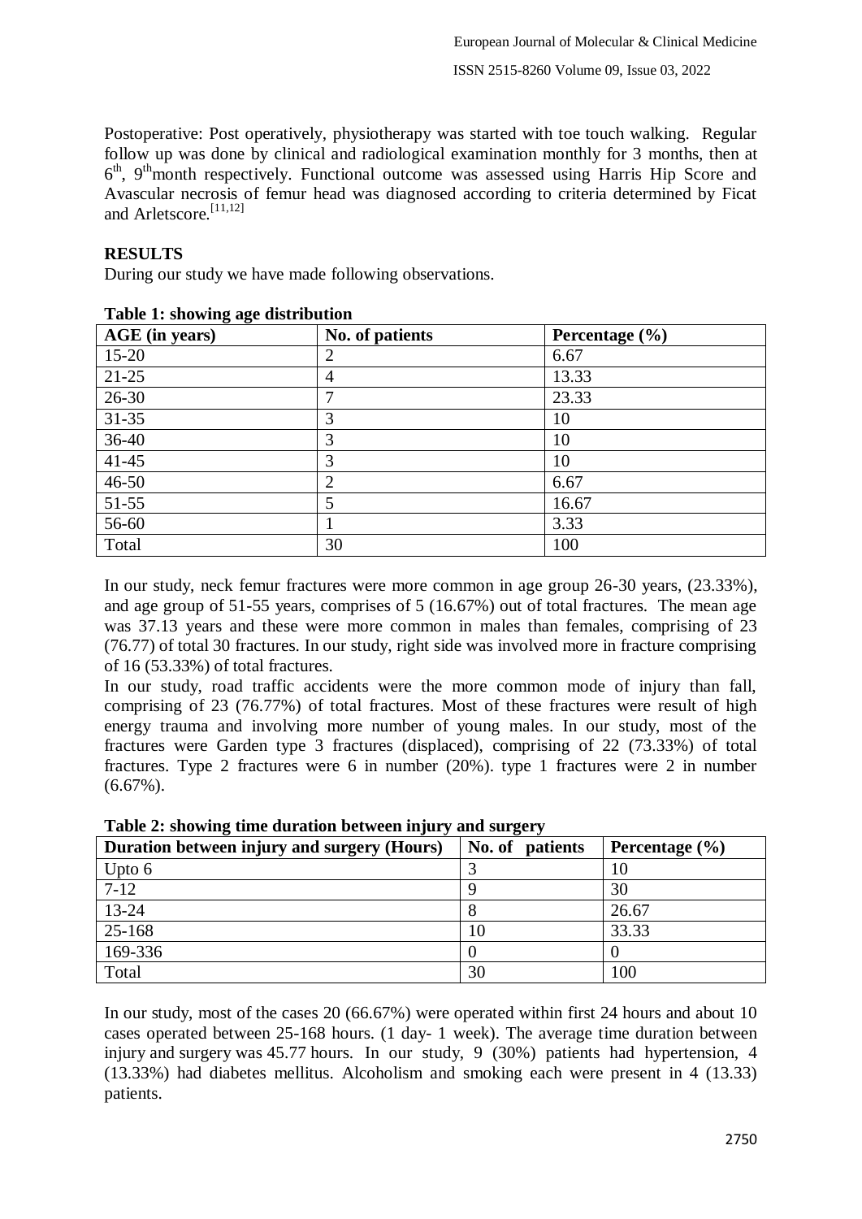Postoperative: Post operatively, physiotherapy was started with toe touch walking. Regular follow up was done by clinical and radiological examination monthly for 3 months, then at 6th, 9th month respectively. Functional outcome was assessed using Harris Hip Score and Avascular necrosis of femur head was diagnosed according to criteria determined by Ficat and Arletscore.[11,12]

## RESULTS

During our study we have made following observations.

**Table 1: showing age distribution**

| AGE (in years) | No. of patients | Percentage (%) |
|---|---|---|
| 15-20 | 2 | 6.67 |
| 21-25 | 4 | 13.33 |
| 26-30 | 7 | 23.33 |
| 31-35 | 3 | 10 |
| 36-40 | 3 | 10 |
| 41-45 | 3 | 10 |
| 46-50 | 2 | 6.67 |
| 51-55 | 5 | 16.67 |
| 56-60 | 1 | 3.33 |
| Total | 30 | 100 |

In our study, neck femur fractures were more common in age group 26-30 years, (23.33%), and age group of 51-55 years, comprises of 5 (16.67%) out of total fractures. The mean age was 37.13 years and these were more common in males than females, comprising of 23 (76.77) of total 30 fractures. In our study, right side was involved more in fracture comprising of 16 (53.33%) of total fractures.

In our study, road traffic accidents were the more common mode of injury than fall, comprising of 23 (76.77%) of total fractures. Most of these fractures were result of high energy trauma and involving more number of young males. In our study, most of the fractures were Garden type 3 fractures (displaced), comprising of 22 (73.33%) of total fractures. Type 2 fractures were 6 in number (20%). type 1 fractures were 2 in number (6.67%).

**Table 2: showing time duration between injury and surgery**

| Duration between injury and surgery (Hours) | No. of patients | Percentage (%) |
|---|---|---|
| Upto 6 | 3 | 10 |
| 7-12 | 9 | 30 |
| 13-24 | 8 | 26.67 |
| 25-168 | 10 | 33.33 |
| 169-336 | 0 | 0 |
| Total | 30 | 100 |

In our study, most of the cases 20 (66.67%) were operated within first 24 hours and about 10 cases operated between 25-168 hours. (1 day- 1 week). The average time duration between injury and surgery was 45.77 hours. In our study, 9 (30%) patients had hypertension, 4 (13.33%) had diabetes mellitus. Alcoholism and smoking each were present in 4 (13.33) patients.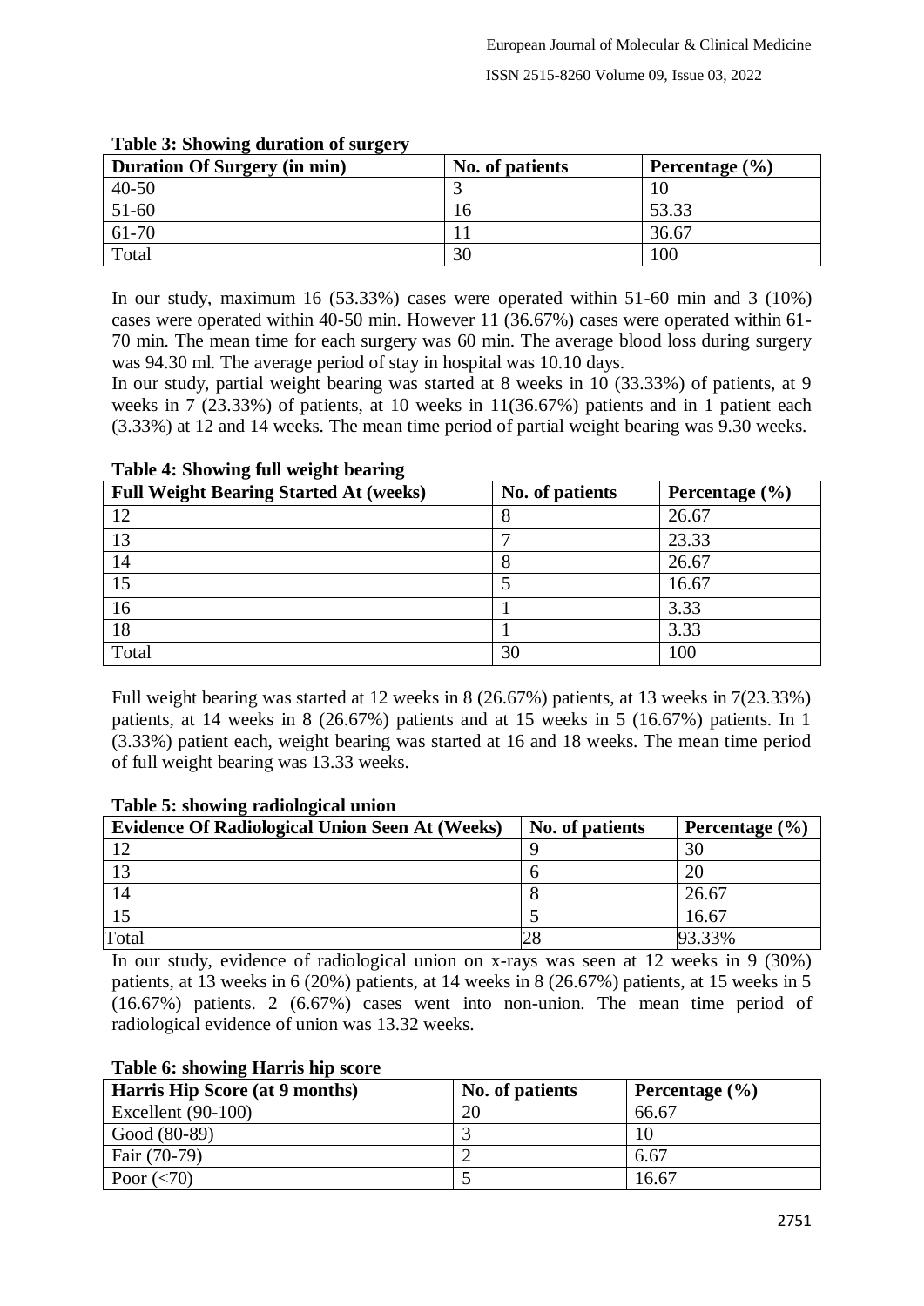**Table 3: Showing duration of surgery**

| Duration Of Surgery (in min) | No. of patients | Percentage (%) |
|---|---|---|
| 40-50 | 3 | 10 |
| 51-60 | 16 | 53.33 |
| 61-70 | 11 | 36.67 |
| Total | 30 | 100 |

In our study, maximum 16 (53.33%) cases were operated within 51-60 min and 3 (10%) cases were operated within 40-50 min. However 11 (36.67%) cases were operated within 61-70 min. The mean time for each surgery was 60 min. The average blood loss during surgery was 94.30 ml. The average period of stay in hospital was 10.10 days.

In our study, partial weight bearing was started at 8 weeks in 10 (33.33%) of patients, at 9 weeks in 7 (23.33%) of patients, at 10 weeks in 11(36.67%) patients and in 1 patient each (3.33%) at 12 and 14 weeks. The mean time period of partial weight bearing was 9.30 weeks.

**Table 4: Showing full weight bearing**

| Full Weight Bearing Started At (weeks) | No. of patients | Percentage (%) |
|---|---|---|
| 12 | 8 | 26.67 |
| 13 | 7 | 23.33 |
| 14 | 8 | 26.67 |
| 15 | 5 | 16.67 |
| 16 | 1 | 3.33 |
| 18 | 1 | 3.33 |
| Total | 30 | 100 |

Full weight bearing was started at 12 weeks in 8 (26.67%) patients, at 13 weeks in 7(23.33%) patients, at 14 weeks in 8 (26.67%) patients and at 15 weeks in 5 (16.67%) patients. In 1 (3.33%) patient each, weight bearing was started at 16 and 18 weeks. The mean time period of full weight bearing was 13.33 weeks.

**Table 5: showing radiological union**

| Evidence Of Radiological Union Seen At (Weeks) | No. of patients | Percentage (%) |
|---|---|---|
| 12 | 9 | 30 |
| 13 | 6 | 20 |
| 14 | 8 | 26.67 |
| 15 | 5 | 16.67 |
| Total | 28 | 93.33% |

In our study, evidence of radiological union on x-rays was seen at 12 weeks in 9 (30%) patients, at 13 weeks in 6 (20%) patients, at 14 weeks in 8 (26.67%) patients, at 15 weeks in 5 (16.67%) patients. 2 (6.67%) cases went into non-union. The mean time period of radiological evidence of union was 13.32 weeks.

**Table 6: showing Harris hip score**

| Harris Hip Score (at 9 months) | No. of patients | Percentage (%) |
|---|---|---|
| Excellent (90-100) | 20 | 66.67 |
| Good (80-89) | 3 | 10 |
| Fair (70-79) | 2 | 6.67 |
| Poor (<70) | 5 | 16.67 |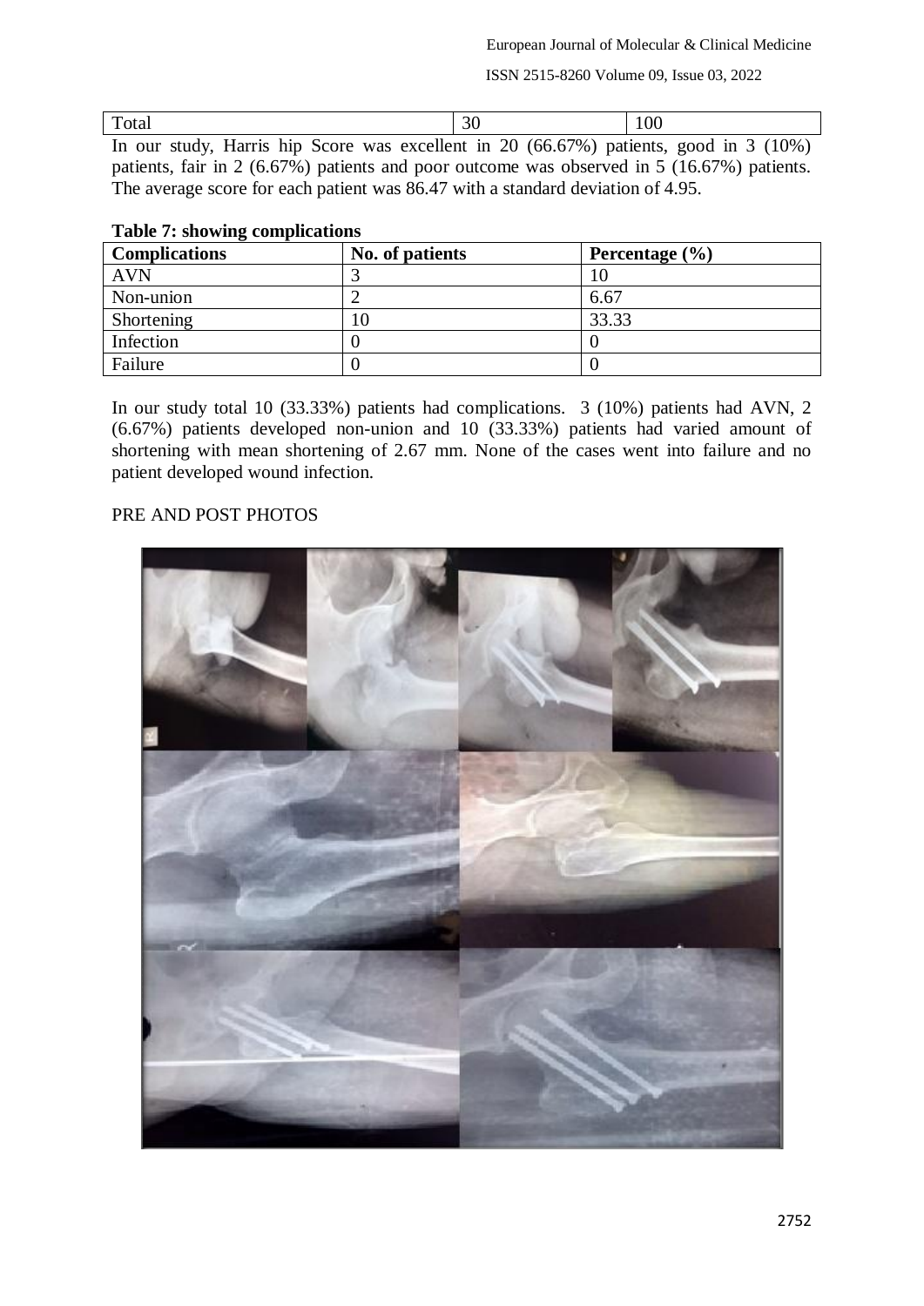| Total | 30 | 100 |
|---|---|---|

In our study, Harris hip Score was excellent in 20 (66.67%) patients, good in 3 (10%) patients, fair in 2 (6.67%) patients and poor outcome was observed in 5 (16.67%) patients. The average score for each patient was 86.47 with a standard deviation of 4.95.

**Table 7: showing complications**

| Complications | No. of patients | Percentage (%) |
|---|---|---|
| AVN | 3 | 10 |
| Non-union | 2 | 6.67 |
| Shortening | 10 | 33.33 |
| Infection | 0 | 0 |
| Failure | 0 | 0 |

In our study total 10 (33.33%) patients had complications. 3 (10%) patients had AVN, 2 (6.67%) patients developed non-union and 10 (33.33%) patients had varied amount of shortening with mean shortening of 2.67 mm. None of the cases went into failure and no patient developed wound infection.

PRE AND POST PHOTOS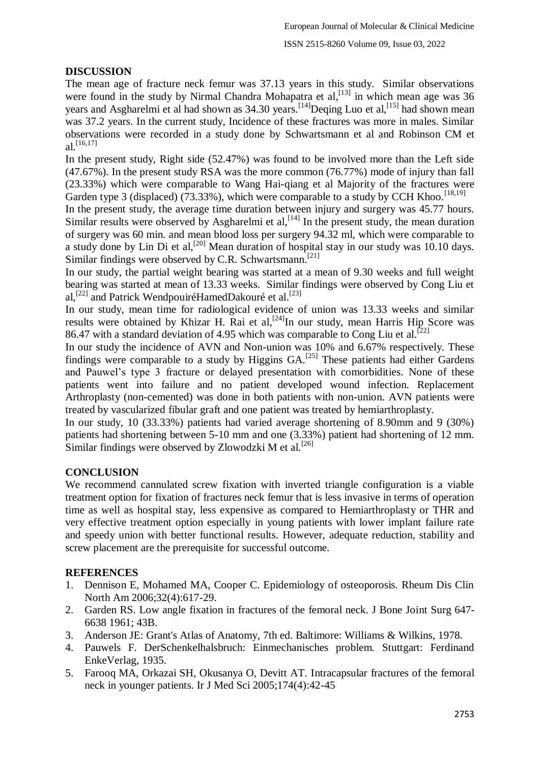## DISCUSSION

The mean age of fracture neck femur was 37.13 years in this study. Similar observations were found in the study by Nirmal Chandra Mohapatra et al,[13] in which mean age was 36 years and Asgharelmi et al had shown as 34.30 years.[14]Deqing Luo et al,[15] had shown mean was 37.2 years. In the current study, Incidence of these fractures was more in males. Similar observations were recorded in a study done by Schwartsmann et al and Robinson CM et al.[16,17]

In the present study, Right side (52.47%) was found to be involved more than the Left side (47.67%). In the present study RSA was the more common (76.77%) mode of injury than fall (23.33%) which were comparable to Wang Hai-qiang et al Majority of the fractures were Garden type 3 (displaced) (73.33%), which were comparable to a study by CCH Khoo.[18,19]

In the present study, the average time duration between injury and surgery was 45.77 hours. Similar results were observed by Asgharelmi et al,[14] In the present study, the mean duration of surgery was 60 min. and mean blood loss per surgery 94.32 ml, which were comparable to a study done by Lin Di et al,[20] Mean duration of hospital stay in our study was 10.10 days. Similar findings were observed by C.R. Schwartsmann.[21]

In our study, the partial weight bearing was started at a mean of 9.30 weeks and full weight bearing was started at mean of 13.33 weeks. Similar findings were observed by Cong Liu et al,[22] and Patrick WendpouiréHamedDakouré et al.[23]

In our study, mean time for radiological evidence of union was 13.33 weeks and similar results were obtained by Khizar H. Rai et al,[24]In our study, mean Harris Hip Score was 86.47 with a standard deviation of 4.95 which was comparable to Cong Liu et al.[22]

In our study the incidence of AVN and Non-union was 10% and 6.67% respectively. These findings were comparable to a study by Higgins GA.[25] These patients had either Gardens and Pauwel's type 3 fracture or delayed presentation with comorbidities. None of these patients went into failure and no patient developed wound infection. Replacement Arthroplasty (non-cemented) was done in both patients with non-union. AVN patients were treated by vascularized fibular graft and one patient was treated by hemiarthroplasty.

In our study, 10 (33.33%) patients had varied average shortening of 8.90mm and 9 (30%) patients had shortening between 5-10 mm and one (3.33%) patient had shortening of 12 mm. Similar findings were observed by Zlowodzki M et al.[26]

## CONCLUSION

We recommend cannulated screw fixation with inverted triangle configuration is a viable treatment option for fixation of fractures neck femur that is less invasive in terms of operation time as well as hospital stay, less expensive as compared to Hemiarthroplasty or THR and very effective treatment option especially in young patients with lower implant failure rate and speedy union with better functional results. However, adequate reduction, stability and screw placement are the prerequisite for successful outcome.

## REFERENCES

1. Dennison E, Mohamed MA, Cooper C. Epidemiology of osteoporosis. Rheum Dis Clin North Am 2006;32(4):617-29.
2. Garden RS. Low angle fixation in fractures of the femoral neck. J Bone Joint Surg 647-6638 1961; 43B.
3. Anderson JE: Grant's Atlas of Anatomy, 7th ed. Baltimore: Williams & Wilkins, 1978.
4. Pauwels F. DerSchenkelhalsbruch: Einmechanisches problem. Stuttgart: Ferdinand EnkeVerlag, 1935.
5. Farooq MA, Orkazai SH, Okusanya O, Devitt AT. Intracapsular fractures of the femoral neck in younger patients. Ir J Med Sci 2005;174(4):42-45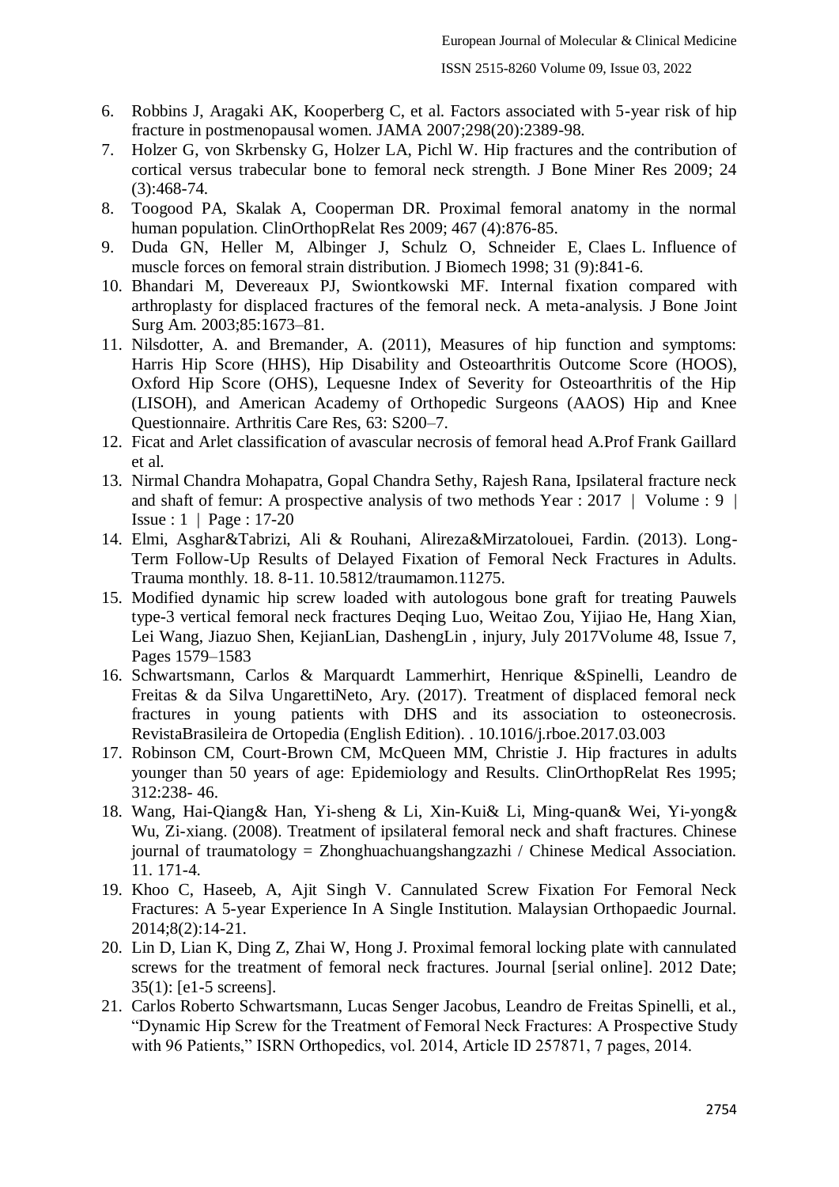6. Robbins J, Aragaki AK, Kooperberg C, et al. Factors associated with 5-year risk of hip fracture in postmenopausal women. JAMA 2007;298(20):2389-98.
7. Holzer G, von Skrbensky G, Holzer LA, Pichl W. Hip fractures and the contribution of cortical versus trabecular bone to femoral neck strength. J Bone Miner Res 2009; 24 (3):468-74.
8. Toogood PA, Skalak A, Cooperman DR. Proximal femoral anatomy in the normal human population. ClinOrthopRelat Res 2009; 467 (4):876-85.
9. Duda GN, Heller M, Albinger J, Schulz O, Schneider E, Claes L. Influence of muscle forces on femoral strain distribution. J Biomech 1998; 31 (9):841-6.
10. Bhandari M, Devereaux PJ, Swiontkowski MF. Internal fixation compared with arthroplasty for displaced fractures of the femoral neck. A meta-analysis. J Bone Joint Surg Am. 2003;85:1673–81.
11. Nilsdotter, A. and Bremander, A. (2011), Measures of hip function and symptoms: Harris Hip Score (HHS), Hip Disability and Osteoarthritis Outcome Score (HOOS), Oxford Hip Score (OHS), Lequesne Index of Severity for Osteoarthritis of the Hip (LISOH), and American Academy of Orthopedic Surgeons (AAOS) Hip and Knee Questionnaire. Arthritis Care Res, 63: S200–7.
12. Ficat and Arlet classification of avascular necrosis of femoral head A.Prof Frank Gaillard et al.
13. Nirmal Chandra Mohapatra, Gopal Chandra Sethy, Rajesh Rana, Ipsilateral fracture neck and shaft of femur: A prospective analysis of two methods Year : 2017 | Volume : 9 | Issue : 1 | Page : 17-20
14. Elmi, Asghar&Tabrizi, Ali & Rouhani, Alireza&Mirzatolouei, Fardin. (2013). Long-Term Follow-Up Results of Delayed Fixation of Femoral Neck Fractures in Adults. Trauma monthly. 18. 8-11. 10.5812/traumamon.11275.
15. Modified dynamic hip screw loaded with autologous bone graft for treating Pauwels type-3 vertical femoral neck fractures Deqing Luo, Weitao Zou, Yijiao He, Hang Xian, Lei Wang, Jiazuo Shen, KejianLian, DashengLin , injury, July 2017Volume 48, Issue 7, Pages 1579–1583
16. Schwartsmann, Carlos & Marquardt Lammerhirt, Henrique &Spinelli, Leandro de Freitas & da Silva UngarettiNeto, Ary. (2017). Treatment of displaced femoral neck fractures in young patients with DHS and its association to osteonecrosis. RevistaBrasileira de Ortopedia (English Edition). . 10.1016/j.rboe.2017.03.003
17. Robinson CM, Court-Brown CM, McQueen MM, Christie J. Hip fractures in adults younger than 50 years of age: Epidemiology and Results. ClinOrthopRelat Res 1995; 312:238- 46.
18. Wang, Hai-Qiang& Han, Yi-sheng & Li, Xin-Kui& Li, Ming-quan& Wei, Yi-yong& Wu, Zi-xiang. (2008). Treatment of ipsilateral femoral neck and shaft fractures. Chinese journal of traumatology = Zhonghuachuangshangzazhi / Chinese Medical Association. 11. 171-4.
19. Khoo C, Haseeb, A, Ajit Singh V. Cannulated Screw Fixation For Femoral Neck Fractures: A 5-year Experience In A Single Institution. Malaysian Orthopaedic Journal. 2014;8(2):14-21.
20. Lin D, Lian K, Ding Z, Zhai W, Hong J. Proximal femoral locking plate with cannulated screws for the treatment of femoral neck fractures. Journal [serial online]. 2012 Date; 35(1): [e1-5 screens].
21. Carlos Roberto Schwartsmann, Lucas Senger Jacobus, Leandro de Freitas Spinelli, et al., "Dynamic Hip Screw for the Treatment of Femoral Neck Fractures: A Prospective Study with 96 Patients," ISRN Orthopedics, vol. 2014, Article ID 257871, 7 pages, 2014.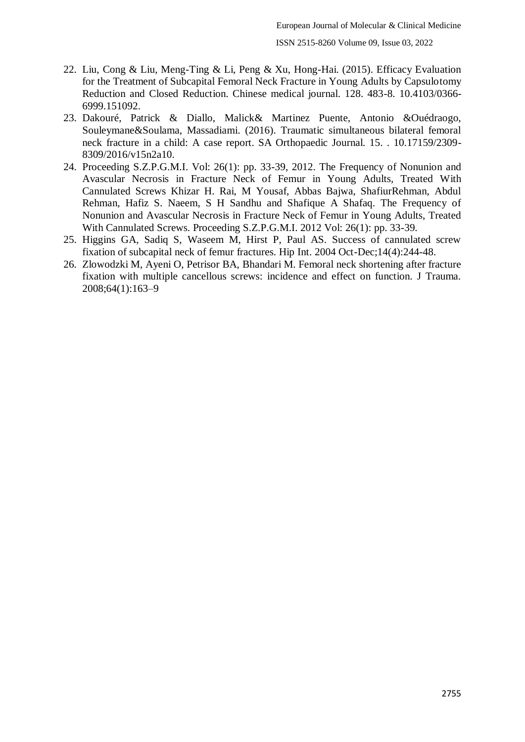22. Liu, Cong & Liu, Meng-Ting & Li, Peng & Xu, Hong-Hai. (2015). Efficacy Evaluation for the Treatment of Subcapital Femoral Neck Fracture in Young Adults by Capsulotomy Reduction and Closed Reduction. Chinese medical journal. 128. 483-8. 10.4103/0366-6999.151092.
23. Dakouré, Patrick & Diallo, Malick& Martinez Puente, Antonio &Ouédraogo, Souleymane&Soulama, Massadiami. (2016). Traumatic simultaneous bilateral femoral neck fracture in a child: A case report. SA Orthopaedic Journal. 15. . 10.17159/2309-8309/2016/v15n2a10.
24. Proceeding S.Z.P.G.M.I. Vol: 26(1): pp. 33-39, 2012. The Frequency of Nonunion and Avascular Necrosis in Fracture Neck of Femur in Young Adults, Treated With Cannulated Screws Khizar H. Rai, M Yousaf, Abbas Bajwa, ShafiurRehman, Abdul Rehman, Hafiz S. Naeem, S H Sandhu and Shafique A Shafaq. The Frequency of Nonunion and Avascular Necrosis in Fracture Neck of Femur in Young Adults, Treated With Cannulated Screws. Proceeding S.Z.P.G.M.I. 2012 Vol: 26(1): pp. 33-39.
25. Higgins GA, Sadiq S, Waseem M, Hirst P, Paul AS. Success of cannulated screw fixation of subcapital neck of femur fractures. Hip Int. 2004 Oct-Dec;14(4):244-48.
26. Zlowodzki M, Ayeni O, Petrisor BA, Bhandari M. Femoral neck shortening after fracture fixation with multiple cancellous screws: incidence and effect on function. J Trauma. 2008;64(1):163–9